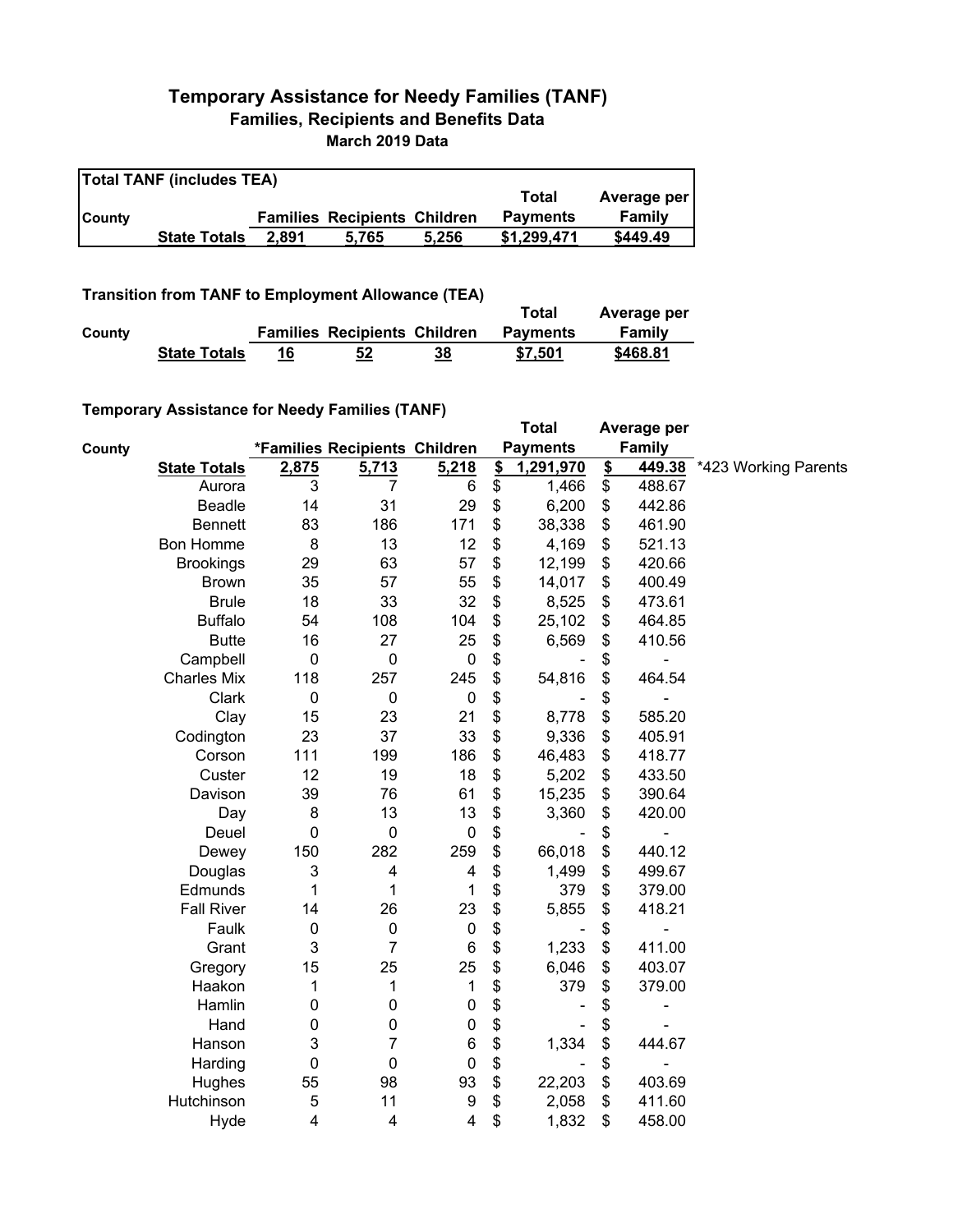# Temporary Assistance for Needy Families (TANF)

## Families, Recipients and Benefits Data

### March 2019 Data

**Total TANF (includes TEA)**

| County | | Families | Recipients | Children | Total Payments | Average per Family |
|---|---|---|---|---|---|---|
| | **State Totals** | **2,891** | **5,765** | **5,256** | **$1,299,471** | **$449.49** |

**Transition from TANF to Employment Allowance (TEA)**

| County | | Families | Recipients | Children | Total Payments | Average per Family |
|---|---|---|---|---|---|---|
| | **State Totals** | **16** | **52** | **38** | **$7,501** | **$468.81** |

**Temporary Assistance for Needy Families (TANF)**

| County | | *Families | Recipients | Children | Total Payments | Average per Family | |
|---|---|---|---|---|---|---|---|
| | **State Totals** | **2,875** | **5,713** | **5,218** | **$ 1,291,970** | **$ 449.38** | *423 Working Parents |
| | Aurora | 3 | 7 | 6 | $ 1,466 | $ 488.67 | |
| | Beadle | 14 | 31 | 29 | $ 6,200 | $ 442.86 | |
| | Bennett | 83 | 186 | 171 | $ 38,338 | $ 461.90 | |
| | Bon Homme | 8 | 13 | 12 | $ 4,169 | $ 521.13 | |
| | Brookings | 29 | 63 | 57 | $ 12,199 | $ 420.66 | |
| | Brown | 35 | 57 | 55 | $ 14,017 | $ 400.49 | |
| | Brule | 18 | 33 | 32 | $ 8,525 | $ 473.61 | |
| | Buffalo | 54 | 108 | 104 | $ 25,102 | $ 464.85 | |
| | Butte | 16 | 27 | 25 | $ 6,569 | $ 410.56 | |
| | Campbell | 0 | 0 | 0 | $ - | $ - | |
| | Charles Mix | 118 | 257 | 245 | $ 54,816 | $ 464.54 | |
| | Clark | 0 | 0 | 0 | $ - | $ - | |
| | Clay | 15 | 23 | 21 | $ 8,778 | $ 585.20 | |
| | Codington | 23 | 37 | 33 | $ 9,336 | $ 405.91 | |
| | Corson | 111 | 199 | 186 | $ 46,483 | $ 418.77 | |
| | Custer | 12 | 19 | 18 | $ 5,202 | $ 433.50 | |
| | Davison | 39 | 76 | 61 | $ 15,235 | $ 390.64 | |
| | Day | 8 | 13 | 13 | $ 3,360 | $ 420.00 | |
| | Deuel | 0 | 0 | 0 | $ - | $ - | |
| | Dewey | 150 | 282 | 259 | $ 66,018 | $ 440.12 | |
| | Douglas | 3 | 4 | 4 | $ 1,499 | $ 499.67 | |
| | Edmunds | 1 | 1 | 1 | $ 379 | $ 379.00 | |
| | Fall River | 14 | 26 | 23 | $ 5,855 | $ 418.21 | |
| | Faulk | 0 | 0 | 0 | $ - | $ - | |
| | Grant | 3 | 7 | 6 | $ 1,233 | $ 411.00 | |
| | Gregory | 15 | 25 | 25 | $ 6,046 | $ 403.07 | |
| | Haakon | 1 | 1 | 1 | $ 379 | $ 379.00 | |
| | Hamlin | 0 | 0 | 0 | $ - | $ - | |
| | Hand | 0 | 0 | 0 | $ - | $ - | |
| | Hanson | 3 | 7 | 6 | $ 1,334 | $ 444.67 | |
| | Harding | 0 | 0 | 0 | $ - | $ - | |
| | Hughes | 55 | 98 | 93 | $ 22,203 | $ 403.69 | |
| | Hutchinson | 5 | 11 | 9 | $ 2,058 | $ 411.60 | |
| | Hyde | 4 | 4 | 4 | $ 1,832 | $ 458.00 | |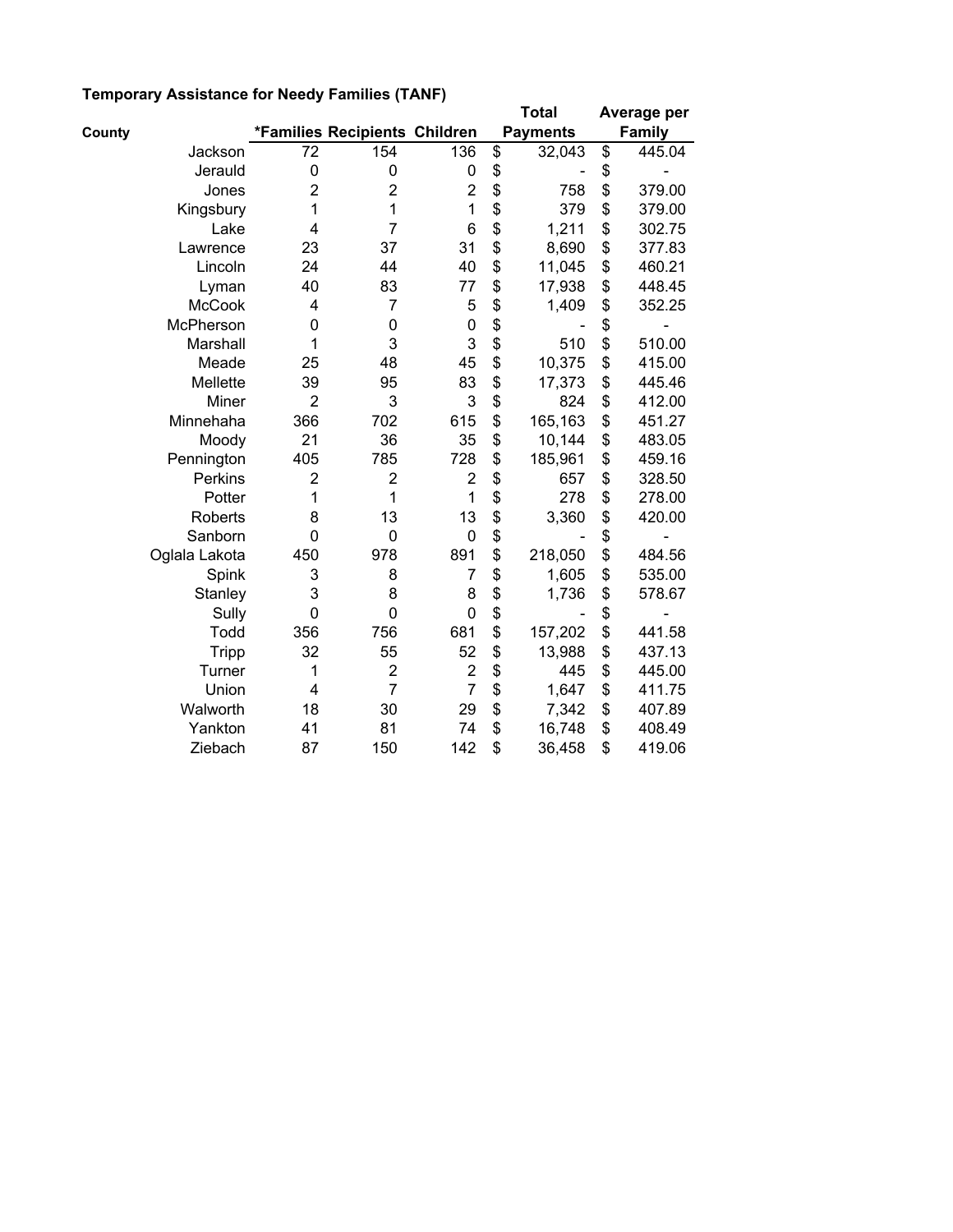**Temporary Assistance for Needy Families (TANF)**

| County | *Families | Recipients | Children | Total Payments | Average per Family |
|---|---|---|---|---|---|
| Jackson | 72 | 154 | 136 | $ 32,043 | $ 445.04 |
| Jerauld | 0 | 0 | 0 | $ - | $ - |
| Jones | 2 | 2 | 2 | $ 758 | $ 379.00 |
| Kingsbury | 1 | 1 | 1 | $ 379 | $ 379.00 |
| Lake | 4 | 7 | 6 | $ 1,211 | $ 302.75 |
| Lawrence | 23 | 37 | 31 | $ 8,690 | $ 377.83 |
| Lincoln | 24 | 44 | 40 | $ 11,045 | $ 460.21 |
| Lyman | 40 | 83 | 77 | $ 17,938 | $ 448.45 |
| McCook | 4 | 7 | 5 | $ 1,409 | $ 352.25 |
| McPherson | 0 | 0 | 0 | $ - | $ - |
| Marshall | 1 | 3 | 3 | $ 510 | $ 510.00 |
| Meade | 25 | 48 | 45 | $ 10,375 | $ 415.00 |
| Mellette | 39 | 95 | 83 | $ 17,373 | $ 445.46 |
| Miner | 2 | 3 | 3 | $ 824 | $ 412.00 |
| Minnehaha | 366 | 702 | 615 | $ 165,163 | $ 451.27 |
| Moody | 21 | 36 | 35 | $ 10,144 | $ 483.05 |
| Pennington | 405 | 785 | 728 | $ 185,961 | $ 459.16 |
| Perkins | 2 | 2 | 2 | $ 657 | $ 328.50 |
| Potter | 1 | 1 | 1 | $ 278 | $ 278.00 |
| Roberts | 8 | 13 | 13 | $ 3,360 | $ 420.00 |
| Sanborn | 0 | 0 | 0 | $ - | $ - |
| Oglala Lakota | 450 | 978 | 891 | $ 218,050 | $ 484.56 |
| Spink | 3 | 8 | 7 | $ 1,605 | $ 535.00 |
| Stanley | 3 | 8 | 8 | $ 1,736 | $ 578.67 |
| Sully | 0 | 0 | 0 | $ - | $ - |
| Todd | 356 | 756 | 681 | $ 157,202 | $ 441.58 |
| Tripp | 32 | 55 | 52 | $ 13,988 | $ 437.13 |
| Turner | 1 | 2 | 2 | $ 445 | $ 445.00 |
| Union | 4 | 7 | 7 | $ 1,647 | $ 411.75 |
| Walworth | 18 | 30 | 29 | $ 7,342 | $ 407.89 |
| Yankton | 41 | 81 | 74 | $ 16,748 | $ 408.49 |
| Ziebach | 87 | 150 | 142 | $ 36,458 | $ 419.06 |